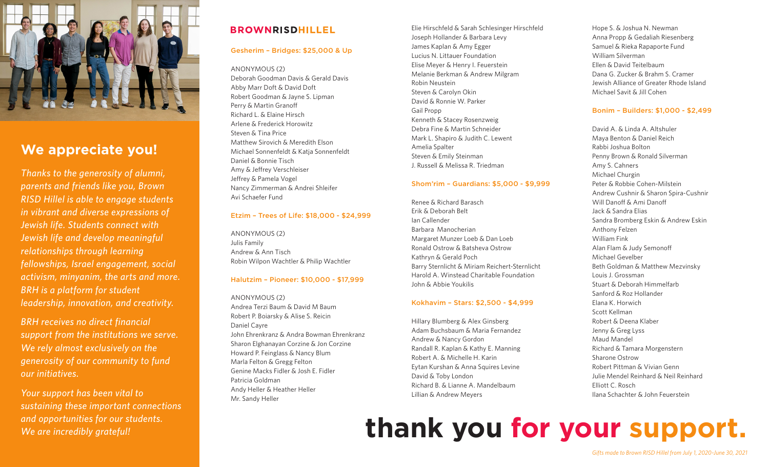## We appreciate you!

*Thanks to the generosity of alumni, parents and friends like you, Brown RISD Hillel is able to engage students in vibrant and diverse expressions of Jewish life. Students connect with Jewish life and develop meaningful relationships through learning fellowships, Israel engagement, social activism, minyanim, the arts and more. BRH is a platform for student leadership, innovation, and creativity.*

*BRH receives no direct financial support from the institutions we serve. We rely almost exclusively on the generosity of our community to fund our initiatives.*

*Your support has been vital to sustaining these important connections and opportunities for our students. We are incredibly grateful!*

**BROWNRISDHILLEL**

### Gesherim – Bridges: $25,000 & Up

ANONYMOUS (2)
Deborah Goodman Davis & Gerald Davis
Abby Marr Doft & David Doft
Robert Goodman & Jayne S. Lipman
Perry & Martin Granoff
Richard L. & Elaine Hirsch
Arlene & Frederick Horowitz
Steven & Tina Price
Matthew Sirovich & Meredith Elson
Michael Sonnenfeldt & Katja Sonnenfeldt
Daniel & Bonnie Tisch
Amy & Jeffrey Verschleiser
Jeffrey & Pamela Vogel
Nancy Zimmerman & Andrei Shleifer
Avi Schaefer Fund

### Etzim – Trees of Life: $18,000 - $24,999

ANONYMOUS (2)
Julis Family
Andrew & Ann Tisch
Robin Wilpon Wachtler & Philip Wachtler

### Halutzim – Pioneer: $10,000 - $17,999

ANONYMOUS (2)
Andrea Terzi Baum & David M Baum
Robert P. Boiarsky & Alise S. Reicin
Daniel Cayre
John Ehrenkranz & Andra Bowman Ehrenkranz
Sharon Elghanayan Corzine & Jon Corzine
Howard P. Feinglass & Nancy Blum
Marla Felton & Gregg Felton
Genine Macks Fidler & Josh E. Fidler
Patricia Goldman
Andy Heller & Heather Heller
Mr. Sandy Heller
Elie Hirschfeld & Sarah Schlesinger Hirschfeld
Joseph Hollander & Barbara Levy
James Kaplan & Amy Egger
Lucius N. Littauer Foundation
Elise Meyer & Henry I. Feuerstein
Melanie Berkman & Andrew Milgram
Robin Neustein
Steven & Carolyn Okin
David & Ronnie W. Parker
Gail Propp
Kenneth & Stacey Rosenzweig
Debra Fine & Martin Schneider
Mark L. Shapiro & Judith C. Lewent
Amelia Spalter
Steven & Emily Steinman
J. Russell & Melissa R. Triedman

### Shom'rim – Guardians: $5,000 - $9,999

Renee & Richard Barasch
Erik & Deborah Belt
Ian Callender
Barbara Manocherian
Margaret Munzer Loeb & Dan Loeb
Ronald Ostrow & Batsheva Ostrow
Kathryn & Gerald Poch
Barry Sternlicht & Miriam Reichert-Sternlicht
Harold A. Winstead Charitable Foundation
John & Abbie Youkilis

### Kokhavim – Stars: $2,500 - $4,999

Hillary Blumberg & Alex Ginsberg
Adam Buchsbaum & Maria Fernandez
Andrew & Nancy Gordon
Randall R. Kaplan & Kathy E. Manning
Robert A. & Michelle H. Karin
Eytan Kurshan & Anna Squires Levine
David & Toby London
Richard B. & Lianne A. Mandelbaum
Lillian & Andrew Meyers
Hope S. & Joshua N. Newman
Anna Propp & Gedaliah Riesenberg
Samuel & Rieka Rapaporte Fund
William Silverman
Ellen & David Teitelbaum
Dana G. Zucker & Brahm S. Cramer
Jewish Alliance of Greater Rhode Island
Michael Savit & Jill Cohen

### Bonim – Builders: $1,000 - $2,499

David A. & Linda A. Altshuler
Maya Benton & Daniel Reich
Rabbi Joshua Bolton
Penny Brown & Ronald Silverman
Amy S. Cahners
Michael Churgin
Peter & Robbie Cohen-Milstein
Andrew Cushnir & Sharon Spira-Cushnir
Will Danoff & Ami Danoff
Jack & Sandra Elias
Sandra Bromberg Eskin & Andrew Eskin
Anthony Felzen
William Fink
Alan Flam & Judy Semonoff
Michael Gevelber
Beth Goldman & Matthew Mezvinsky
Louis J. Grossman
Stuart & Deborah Himmelfarb
Sanford & Roz Hollander
Elana K. Horwich
Scott Kellman
Robert & Deena Klaber
Jenny & Greg Lyss
Maud Mandel
Richard & Tamara Morgenstern
Sharone Ostrow
Robert Pittman & Vivian Genn
Julie Mendel Reinhard & Neil Reinhard
Elliott C. Rosch
Ilana Schachter & John Feuerstein

# thank you for your support.

*Gifts made to Brown RISD Hillel from July 1, 2020-June 30, 2021*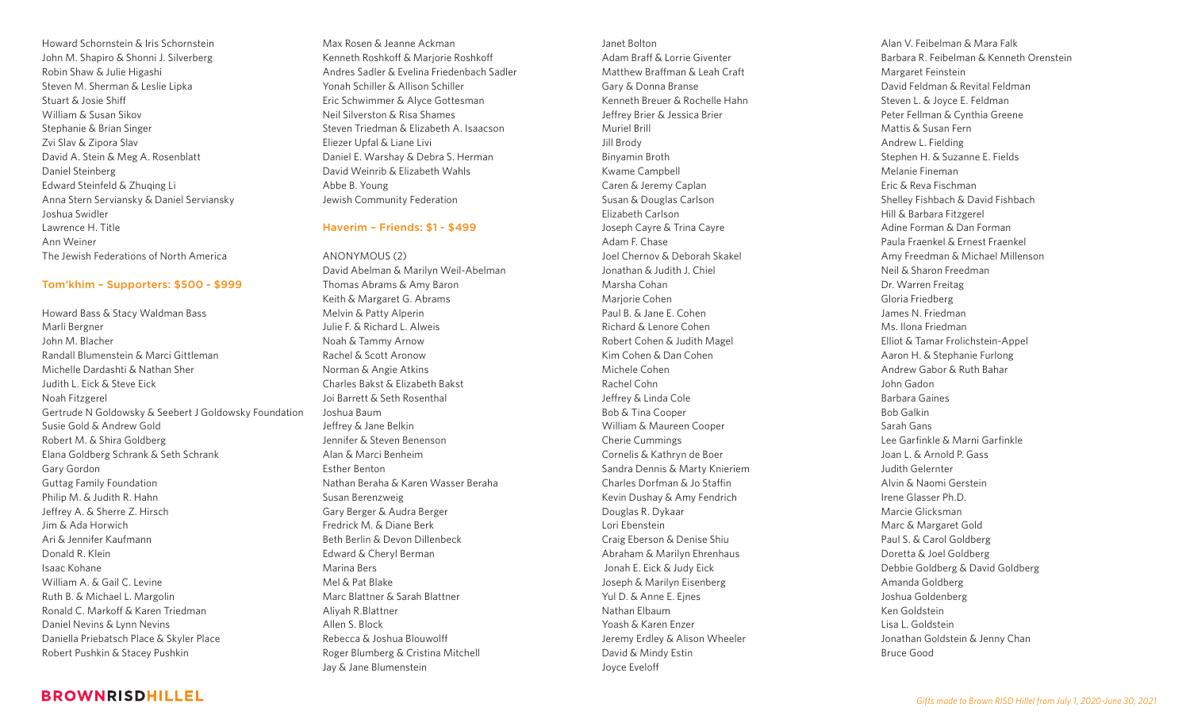Howard Schornstein & Iris Schornstein
John M. Shapiro & Shonni J. Silverberg
Robin Shaw & Julie Higashi
Steven M. Sherman & Leslie Lipka
Stuart & Josie Shiff
William & Susan Sikov
Stephanie & Brian Singer
Zvi Slav & Zipora Slav
David A. Stein & Meg A. Rosenblatt
Daniel Steinberg
Edward Steinfeld & Zhuqing Li
Anna Stern Serviansky & Daniel Serviansky
Joshua Swidler
Lawrence H. Title
Ann Weiner
The Jewish Federations of North America

### Tom'khim – Supporters: $500 - $999

Howard Bass & Stacy Waldman Bass
Marli Bergner
John M. Blacher
Randall Blumenstein & Marci Gittleman
Michelle Dardashti & Nathan Sher
Judith L. Eick & Steve Eick
Noah Fitzgerel
Gertrude N Goldowsky & Seebert J Goldowsky Foundation
Susie Gold & Andrew Gold
Robert M. & Shira Goldberg
Elana Goldberg Schrank & Seth Schrank
Gary Gordon
Guttag Family Foundation
Philip M. & Judith R. Hahn
Jeffrey A. & Sherre Z. Hirsch
Jim & Ada Horwich
Ari & Jennifer Kaufmann
Donald R. Klein
Isaac Kohane
William A. & Gail C. Levine
Ruth B. & Michael L. Margolin
Ronald C. Markoff & Karen Triedman
Daniel Nevins & Lynn Nevins
Daniella Priebatsch Place & Skyler Place
Robert Pushkin & Stacey Pushkin

Max Rosen & Jeanne Ackman
Kenneth Roshkoff & Marjorie Roshkoff
Andres Sadler & Evelina Friedenbach Sadler
Yonah Schiller & Allison Schiller
Eric Schwimmer & Alyce Gottesman
Neil Silverston & Risa Shames
Steven Triedman & Elizabeth A. Isaacson
Eliezer Upfal & Liane Livi
Daniel E. Warshay & Debra S. Herman
David Weinrib & Elizabeth Wahls
Abbe B. Young
Jewish Community Federation

### Haverim – Friends: $1 - $499

ANONYMOUS (2)
David Abelman & Marilyn Weil-Abelman
Thomas Abrams & Amy Baron
Keith & Margaret G. Abrams
Melvin & Patty Alperin
Julie F. & Richard L. Alweis
Noah & Tammy Arnow
Rachel & Scott Aronow
Norman & Angie Atkins
Charles Bakst & Elizabeth Bakst
Joi Barrett & Seth Rosenthal
Joshua Baum
Jeffrey & Jane Belkin
Jennifer & Steven Benenson
Alan & Marci Benheim
Esther Benton
Nathan Beraha & Karen Wasser Beraha
Susan Berenzweig
Gary Berger & Audra Berger
Fredrick M. & Diane Berk
Beth Berlin & Devon Dillenbeck
Edward & Cheryl Berman
Marina Bers
Mel & Pat Blake
Marc Blattner & Sarah Blattner
Aliyah R.Blattner
Allen S. Block
Rebecca & Joshua Blouwolff
Roger Blumberg & Cristina Mitchell
Jay & Jane Blumenstein

Janet Bolton
Adam Braff & Lorrie Givented
Matthew Braffman & Leah Craft
Gary & Donna Branse
Kenneth Breuer & Rochelle Hahn
Jeffrey Brier & Jessica Brier
Muriel Brill
Jill Brody
Binyamin Broth
Kwame Campbell
Caren & Jeremy Caplan
Susan & Douglas Carlson
Elizabeth Carlson
Joseph Cayre & Trina Cayre
Adam F. Chase
Joel Chernov & Deborah Skakel
Jonathan & Judith J. Chiel
Marsha Cohan
Marjorie Cohen
Paul B. & Jane E. Cohen
Richard & Lenore Cohen
Robert Cohen & Judith Magel
Kim Cohen & Dan Cohen
Michele Cohen
Rachel Cohn
Jeffrey & Linda Cole
Bob & Tina Cooper
William & Maureen Cooper
Cherie Cummings
Cornelis & Kathryn de Boer
Sandra Dennis & Marty Knieriem
Charles Dorfman & Jo Staffin
Kevin Dushay & Amy Fendrich
Douglas R. Dykaar
Lori Ebenstein
Craig Eberson & Denise Shiu
Abraham & Marilyn Ehrenhaus
Jonah E. Eick & Judy Eick
Joseph & Marilyn Eisenberg
Yul D. & Anne E. Ejnes
Nathan Elbaum
Yoash & Karen Enzer
Jeremy Erdley & Alison Wheeler
David & Mindy Estin
Joyce Eveloff

Alan V. Feibelman & Mara Falk
Barbara R. Feibelman & Kenneth Orenstein
Margaret Feinstein
David Feldman & Revital Feldman
Steven L. & Joyce E. Feldman
Peter Fellman & Cynthia Greene
Mattis & Susan Fern
Andrew L. Fielding
Stephen H. & Suzanne E. Fields
Melanie Fineman
Eric & Reva Fischman
Shelley Fishbach & David Fishbach
Hill & Barbara Fitzgerel
Adine Forman & Dan Forman
Paula Fraenkel & Ernest Fraenkel
Amy Freedman & Michael Millenson
Neil & Sharon Freedman
Dr. Warren Freitag
Gloria Friedberg
James N. Friedman
Ms. Ilona Friedman
Elliot & Tamar Frolichstein-Appel
Aaron H. & Stephanie Furlong
Andrew Gabor & Ruth Bahar
John Gadon
Barbara Gaines
Bob Galkin
Sarah Gans
Lee Garfinkle & Marni Garfinkle
Joan L. & Arnold P. Gass
Judith Gelernter
Alvin & Naomi Gerstein
Irene Glasser Ph.D.
Marcie Glicksman
Marc & Margaret Gold
Paul S. & Carol Goldberg
Doretta & Joel Goldberg
Debbie Goldberg & David Goldberg
Amanda Goldberg
Joshua Goldenberg
Ken Goldstein
Lisa L. Goldstein
Jonathan Goldstein & Jenny Chan
Bruce Good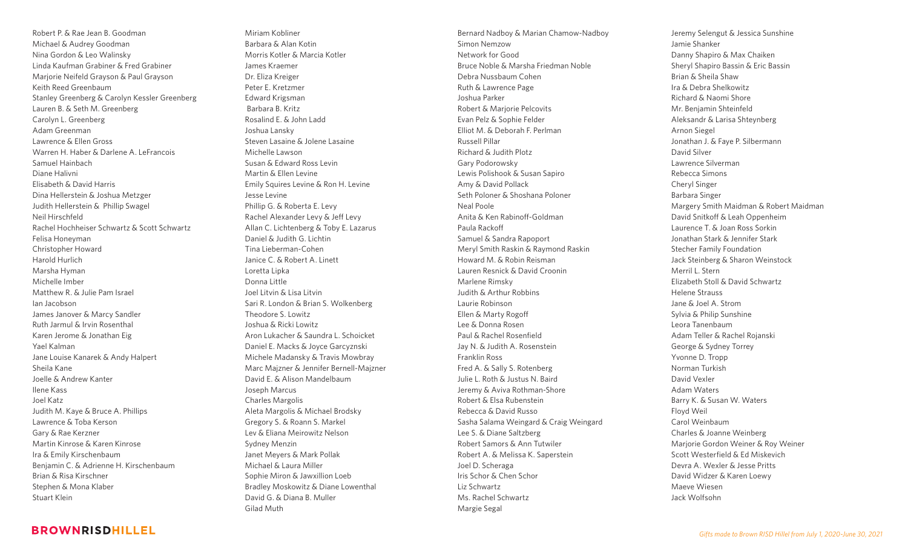Robert P. & Rae Jean B. Goodman
Michael & Audrey Goodman
Nina Gordon & Leo Walinsky
Linda Kaufman Grabiner & Fred Grabiner
Marjorie Neifeld Grayson & Paul Grayson
Keith Reed Greenbaum
Stanley Greenberg & Carolyn Kessler Greenberg
Lauren B. & Seth M. Greenberg
Carolyn L. Greenberg
Adam Greenman
Lawrence & Ellen Gross
Warren H. Haber & Darlene A. LeFrancois
Samuel Hainbach
Diane Halivni
Elisabeth & David Harris
Dina Hellerstein & Joshua Metzger
Judith Hellerstein & Phillip Swagel
Neil Hirschfeld
Rachel Hochheiser Schwartz & Scott Schwartz
Felisa Honeyman
Christopher Howard
Harold Hurlich
Marsha Hyman
Michelle Imber
Matthew R. & Julie Pam Israel
Ian Jacobson
James Janover & Marcy Sandler
Ruth Jarmul & Irvin Rosenthal
Karen Jerome & Jonathan Eig
Yael Kalman
Jane Louise Kanarek & Andy Halpert
Sheila Kane
Joelle & Andrew Kanter
Ilene Kass
Joel Katz
Judith M. Kaye & Bruce A. Phillips
Lawrence & Toba Kerson
Gary & Rae Kerzner
Martin Kinrose & Karen Kinrose
Ira & Emily Kirschenbaum
Benjamin C. & Adrienne H. Kirschenbaum
Brian & Risa Kirschner
Stephen & Mona Klaber
Stuart Klein

Miriam Kobliner
Barbara & Alan Kotin
Morris Kotler & Marcia Kotler
James Kraemer
Dr. Eliza Kreiger
Peter E. Kretzmer
Edward Krigsman
Barbara B. Kritz
Rosalind E. & John Ladd
Joshua Lansky
Steven Lasaine & Jolene Lasaine
Michelle Lawson
Susan & Edward Ross Levin
Martin & Ellen Levine
Emily Squires Levine & Ron H. Levine
Jesse Levine
Phillip G. & Roberta E. Levy
Rachel Alexander Levy & Jeff Levy
Allan C. Lichtenberg & Toby E. Lazarus
Daniel & Judith G. Lichtin
Tina Lieberman-Cohen
Janice C. & Robert A. Linett
Loretta Lipka
Donna Little
Joel Litvin & Lisa Litvin
Sari R. London & Brian S. Wolkenberg
Theodore S. Lowitz
Joshua & Ricki Lowitz
Aron Lukacher & Saundra L. Schoicket
Daniel E. Macks & Joyce Garcyznski
Michele Madansky & Travis Mowbray
Marc Majzner & Jennifer Bernell-Majzner
David E. & Alison Mandelbaum
Joseph Marcus
Charles Margolis
Aleta Margolis & Michael Brodsky
Gregory S. & Roann S. Markel
Lev & Eliana Meirowitz Nelson
Sydney Menzin
Janet Meyers & Mark Pollak
Michael & Laura Miller
Sophie Miron & Jawxillion Loeb
Bradley Moskowitz & Diane Lowenthal
David G. & Diana B. Muller
Gilad Muth

Bernard Nadboy & Marian Chamow-Nadboy
Simon Nemzow
Network for Good
Bruce Noble & Marsha Friedman Noble
Debra Nussbaum Cohen
Ruth & Lawrence Page
Joshua Parker
Robert & Marjorie Pelcovits
Evan Pelz & Sophie Felder
Elliot M. & Deborah F. Perlman
Russell Pillar
Richard & Judith Plotz
Gary Podorowsky
Lewis Polishook & Susan Sapiro
Amy & David Pollack
Seth Poloner & Shoshana Poloner
Neal Poole
Anita & Ken Rabinoff-Goldman
Paula Rackoff
Samuel & Sandra Rapoport
Meryl Smith Raskin & Raymond Raskin
Howard M. & Robin Reisman
Lauren Resnick & David Croonin
Marlene Rimsky
Judith & Arthur Robbins
Laurie Robinson
Ellen & Marty Rogoff
Lee & Donna Rosen
Paul & Rachel Rosenfield
Jay N. & Judith A. Rosenstein
Franklin Ross
Fred A. & Sally S. Rotenberg
Julie L. Roth & Justus N. Baird
Jeremy & Aviva Rothman-Shore
Robert & Elsa Rubenstein
Rebecca & David Russo
Sasha Salama Weingard & Craig Weingard
Lee S. & Diane Saltzberg
Robert Samors & Ann Tutwiler
Robert A. & Melissa K. Saperstein
Joel D. Scheraga
Iris Schor & Chen Schor
Liz Schwartz
Ms. Rachel Schwartz
Margie Segal

Jeremy Selengut & Jessica Sunshine
Jamie Shanker
Danny Shapiro & Max Chaiken
Sheryl Shapiro Bassin & Eric Bassin
Brian & Sheila Shaw
Ira & Debra Shelkowitz
Richard & Naomi Shore
Mr. Benjamin Shteinfeld
Aleksandr & Larisa Shteynberg
Arnon Siegel
Jonathan J. & Faye P. Silbermann
David Silver
Lawrence Silverman
Rebecca Simons
Cheryl Singer
Barbara Singer
Margery Smith Maidman & Robert Maidman
David Snitkoff & Leah Oppenheim
Laurence T. & Joan Ross Sorkin
Jonathan Stark & Jennifer Stark
Stecher Family Foundation
Jack Steinberg & Sharon Weinstock
Merril L. Stern
Elizabeth Stoll & David Schwartz
Helene Strauss
Jane & Joel A. Strom
Sylvia & Philip Sunshine
Leora Tanenbaum
Adam Teller & Rachel Rojanski
George & Sydney Torrey
Yvonne D. Tropp
Norman Turkish
David Vexler
Adam Waters
Barry K. & Susan W. Waters
Floyd Weil
Carol Weinbaum
Charles & Joanne Weinberg
Marjorie Gordon Weiner & Roy Weiner
Scott Westerfield & Ed Miskevich
Devra A. Wexler & Jesse Pritts
David Widzer & Karen Loewy
Maeve Wiesen
Jack Wolfsohn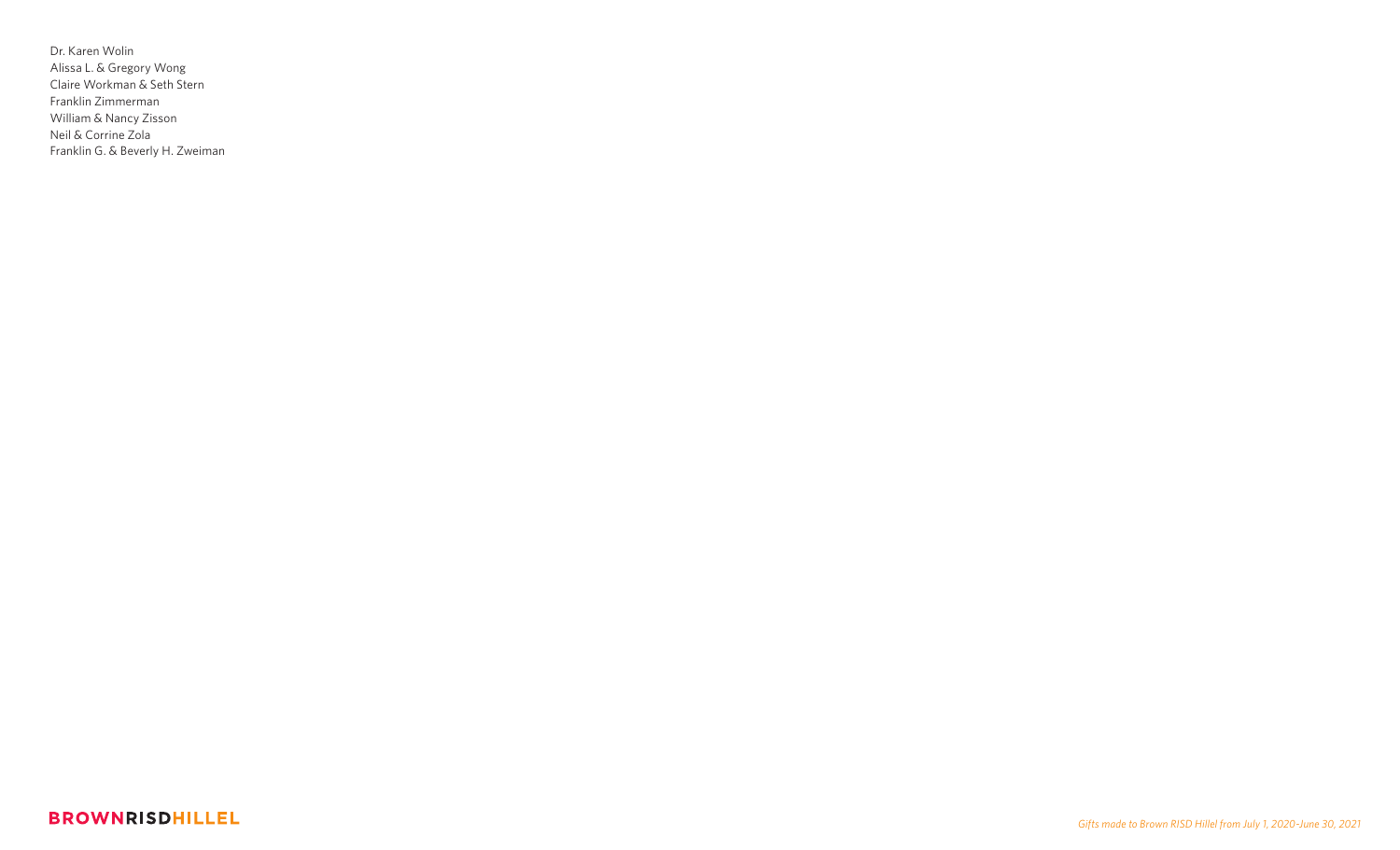Dr. Karen Wolin
Alissa L. & Gregory Wong
Claire Workman & Seth Stern
Franklin Zimmerman
William & Nancy Zisson
Neil & Corrine Zola
Franklin G. & Beverly H. Zweiman